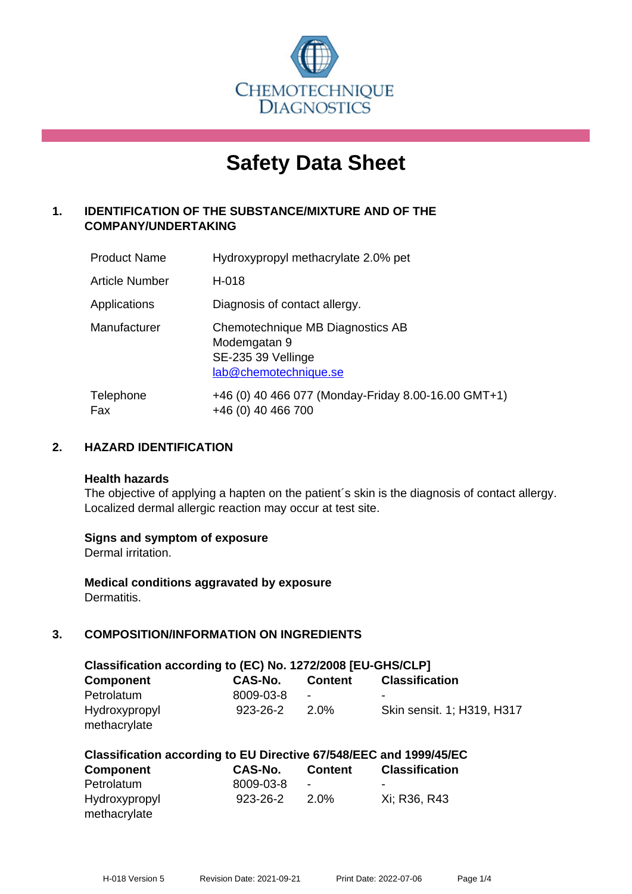CHEMOTECHNIQUE DIAGNOSTICS

# Safety Data Sheet

## 1. IDENTIFICATION OF THE SUBSTANCE/MIXTURE AND OF THE COMPANY/UNDERTAKING

| | |
|---|---|
| Product Name | Hydroxypropyl methacrylate 2.0% pet |
| Article Number | H-018 |
| Applications | Diagnosis of contact allergy. |
| Manufacturer | Chemotechnique MB Diagnostics AB<br>Modemgatan 9<br>SE-235 39 Vellinge<br>lab@chemotechnique.se |
| Telephone<br>Fax | +46 (0) 40 466 077 (Monday-Friday 8.00-16.00 GMT+1)<br>+46 (0) 40 466 700 |

## 2. HAZARD IDENTIFICATION

**Health hazards**
The objective of applying a hapten on the patient´s skin is the diagnosis of contact allergy. Localized dermal allergic reaction may occur at test site.

**Signs and symptom of exposure**
Dermal irritation.

**Medical conditions aggravated by exposure**
Dermatitis.

## 3. COMPOSITION/INFORMATION ON INGREDIENTS

**Classification according to (EC) No. 1272/2008 [EU-GHS/CLP]**

| Component | CAS-No. | Content | Classification |
|---|---|---|---|
| Petrolatum | 8009-03-8 | - | - |
| Hydroxypropyl methacrylate | 923-26-2 | 2.0% | Skin sensit. 1; H319, H317 |

**Classification according to EU Directive 67/548/EEC and 1999/45/EC**

| Component | CAS-No. | Content | Classification |
|---|---|---|---|
| Petrolatum | 8009-03-8 | - | - |
| Hydroxypropyl methacrylate | 923-26-2 | 2.0% | Xi; R36, R43 |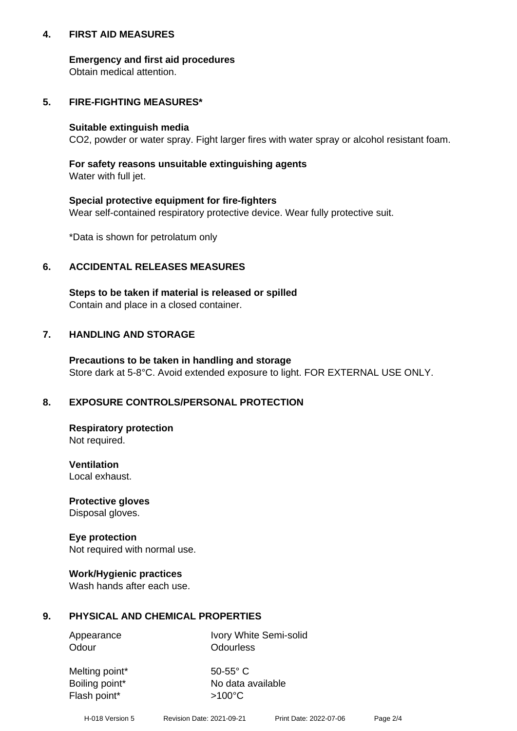## 4. FIRST AID MEASURES

**Emergency and first aid procedures**
Obtain medical attention.

## 5. FIRE-FIGHTING MEASURES*

**Suitable extinguish media**
$CO_2$, powder or water spray. Fight larger fires with water spray or alcohol resistant foam.

**For safety reasons unsuitable extinguishing agents**
Water with full jet.

**Special protective equipment for fire-fighters**
Wear self-contained respiratory protective device. Wear fully protective suit.

*Data is shown for petrolatum only

## 6. ACCIDENTAL RELEASES MEASURES

**Steps to be taken if material is released or spilled**
Contain and place in a closed container.

## 7. HANDLING AND STORAGE

**Precautions to be taken in handling and storage**
Store dark at 5-8°C. Avoid extended exposure to light. FOR EXTERNAL USE ONLY.

## 8. EXPOSURE CONTROLS/PERSONAL PROTECTION

**Respiratory protection**
Not required.

**Ventilation**
Local exhaust.

**Protective gloves**
Disposal gloves.

**Eye protection**
Not required with normal use.

**Work/Hygienic practices**
Wash hands after each use.

## 9. PHYSICAL AND CHEMICAL PROPERTIES

| | |
|---|---|
| Appearance | Ivory White Semi-solid |
| Odour | Odourless |
| Melting point* | 50-55° C |
| Boiling point* | No data available |
| Flash point* | >100°C |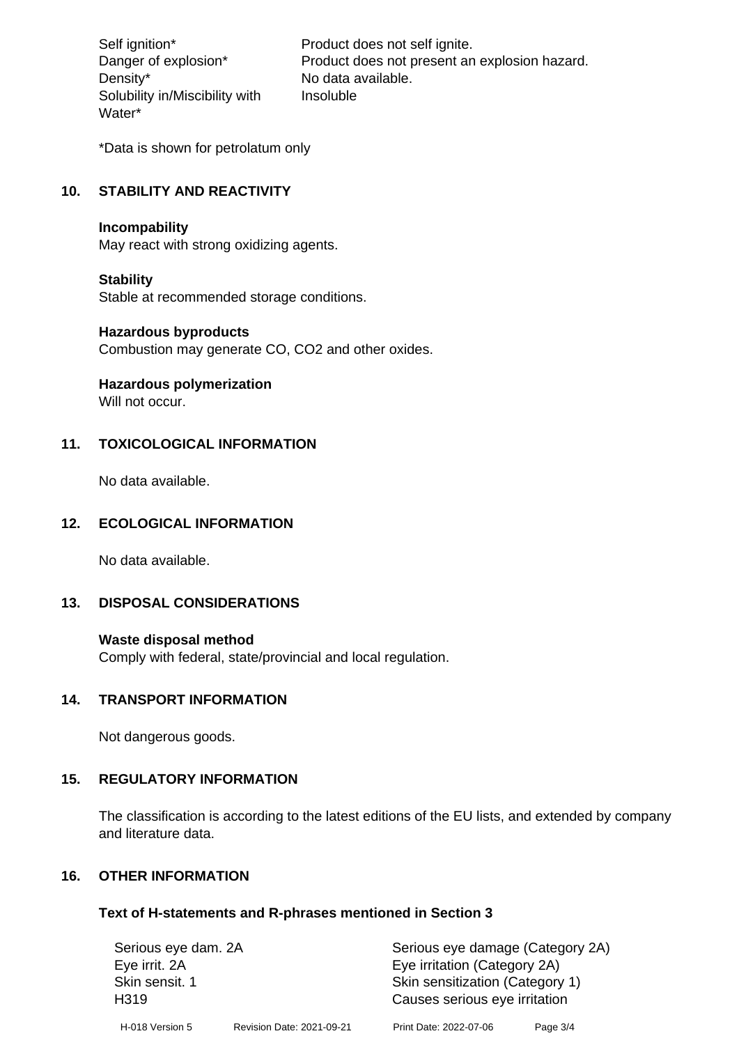| | |
|---|---|
| Self ignition* | Product does not self ignite. |
| Danger of explosion* | Product does not present an explosion hazard. |
| Density* | No data available. |
| Solubility in/Miscibility with Water* | Insoluble |

*Data is shown for petrolatum only

## 10. STABILITY AND REACTIVITY

**Incompability**
May react with strong oxidizing agents.

**Stability**
Stable at recommended storage conditions.

**Hazardous byproducts**
Combustion may generate CO, $CO_2$ and other oxides.

**Hazardous polymerization**
Will not occur.

## 11. TOXICOLOGICAL INFORMATION

No data available.

## 12. ECOLOGICAL INFORMATION

No data available.

## 13. DISPOSAL CONSIDERATIONS

**Waste disposal method**
Comply with federal, state/provincial and local regulation.

## 14. TRANSPORT INFORMATION

Not dangerous goods.

## 15. REGULATORY INFORMATION

The classification is according to the latest editions of the EU lists, and extended by company and literature data.

## 16. OTHER INFORMATION

### Text of H-statements and R-phrases mentioned in Section 3

| | |
|---|---|
| Serious eye dam. 2A | Serious eye damage (Category 2A) |
| Eye irrit. 2A | Eye irritation (Category 2A) |
| Skin sensit. 1 | Skin sensitization (Category 1) |
| H319 | Causes serious eye irritation |

H-018 Version 5 Revision Date: 2021-09-21 Print Date: 2022-07-06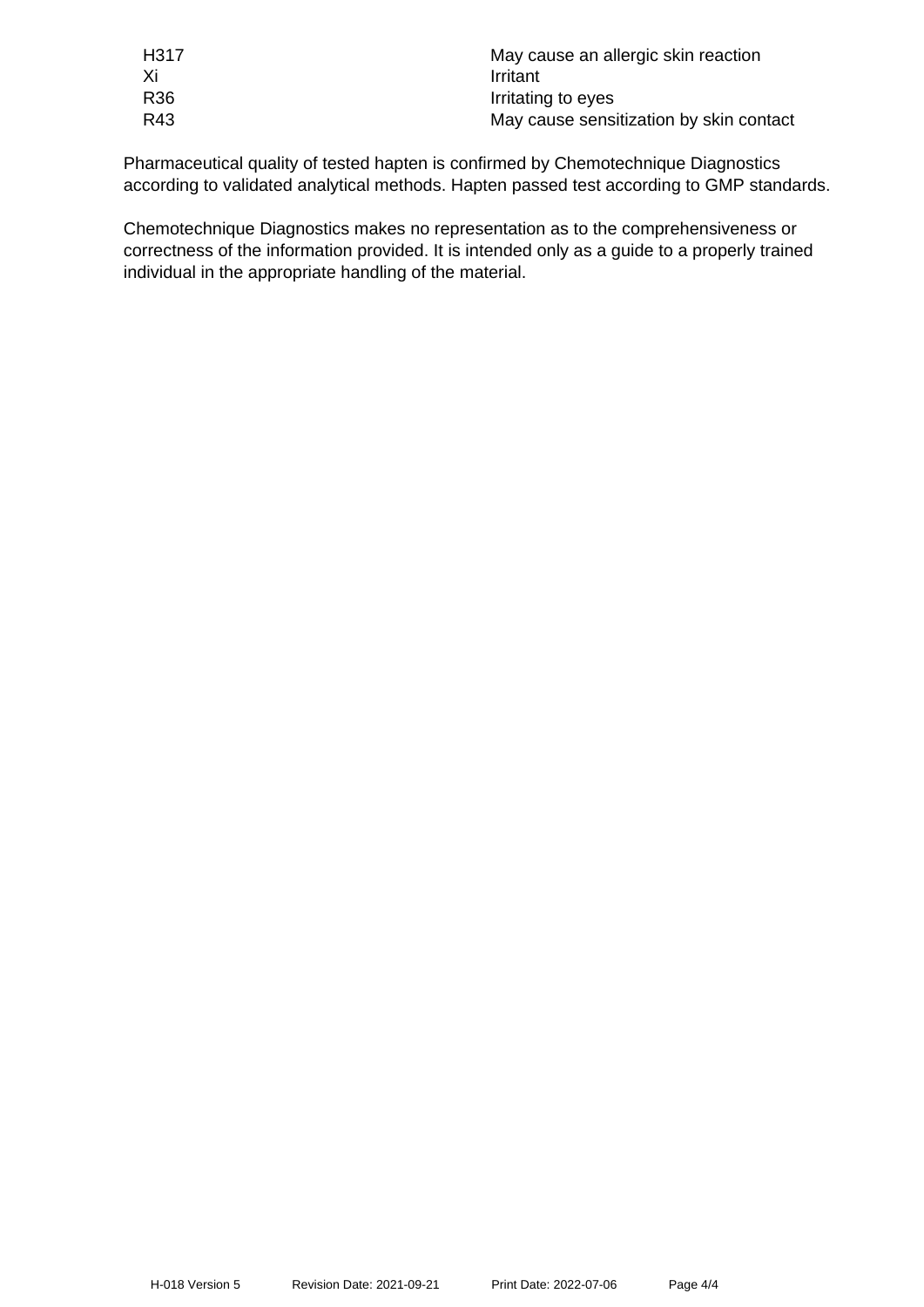| | |
|---|---|
| H317 | May cause an allergic skin reaction |
| Xi | Irritant |
| R36 | Irritating to eyes |
| R43 | May cause sensitization by skin contact |

Pharmaceutical quality of tested hapten is confirmed by Chemotechnique Diagnostics according to validated analytical methods. Hapten passed test according to GMP standards.

Chemotechnique Diagnostics makes no representation as to the comprehensiveness or correctness of the information provided. It is intended only as a guide to a properly trained individual in the appropriate handling of the material.